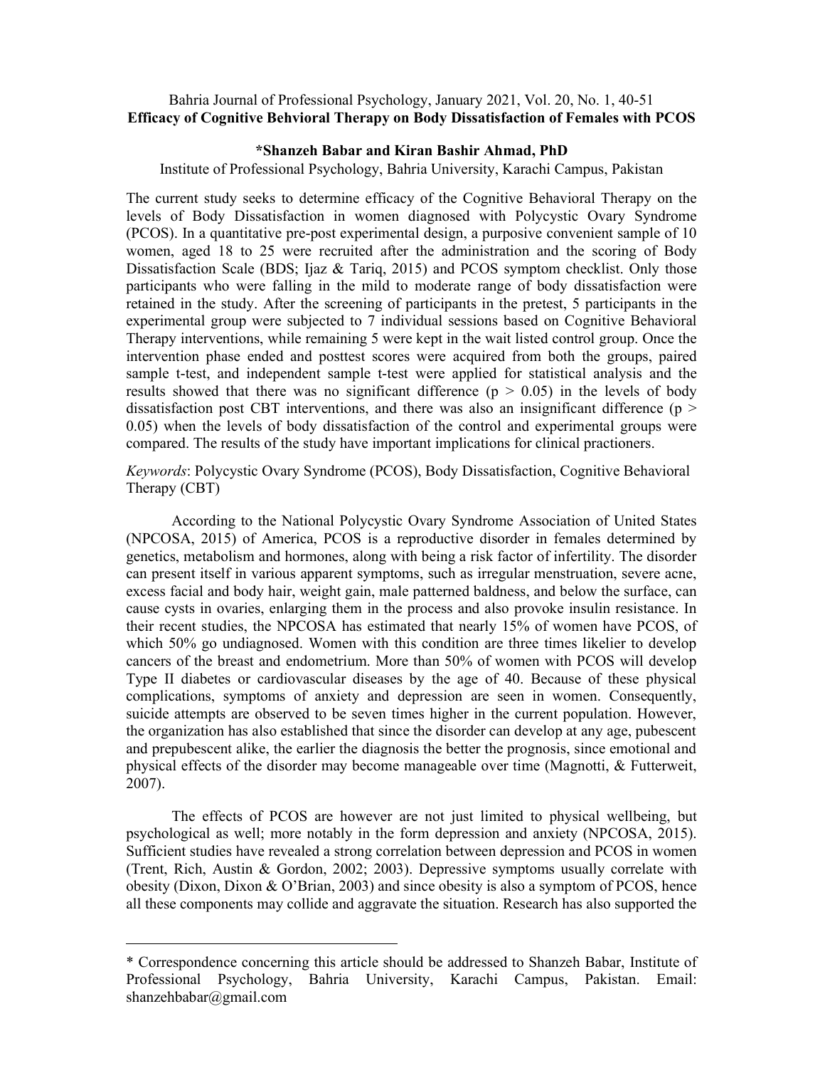# Efficacy of Cognitive Behvioral Therapy on Body Dissatisfaction of Females with PCOS

**\*Shanzeh Babar and Kiran Bashir Ahmad, PhD**

Institute of Professional Psychology, Bahria University, Karachi Campus, Pakistan

The current study seeks to determine efficacy of the Cognitive Behavioral Therapy on the levels of Body Dissatisfaction in women diagnosed with Polycystic Ovary Syndrome (PCOS). In a quantitative pre-post experimental design, a purposive convenient sample of 10 women, aged 18 to 25 were recruited after the administration and the scoring of Body Dissatisfaction Scale (BDS; Ijaz & Tariq, 2015) and PCOS symptom checklist. Only those participants who were falling in the mild to moderate range of body dissatisfaction were retained in the study. After the screening of participants in the pretest, 5 participants in the experimental group were subjected to 7 individual sessions based on Cognitive Behavioral Therapy interventions, while remaining 5 were kept in the wait listed control group. Once the intervention phase ended and posttest scores were acquired from both the groups, paired sample t-test, and independent sample t-test were applied for statistical analysis and the results showed that there was no significant difference ($p > 0.05$) in the levels of body dissatisfaction post CBT interventions, and there was also an insignificant difference ($p > 0.05$) when the levels of body dissatisfaction of the control and experimental groups were compared. The results of the study have important implications for clinical practioners.

*Keywords*: Polycystic Ovary Syndrome (PCOS), Body Dissatisfaction, Cognitive Behavioral Therapy (CBT)

According to the National Polycystic Ovary Syndrome Association of United States (NPCOSA, 2015) of America, PCOS is a reproductive disorder in females determined by genetics, metabolism and hormones, along with being a risk factor of infertility. The disorder can present itself in various apparent symptoms, such as irregular menstruation, severe acne, excess facial and body hair, weight gain, male patterned baldness, and below the surface, can cause cysts in ovaries, enlarging them in the process and also provoke insulin resistance. In their recent studies, the NPCOSA has estimated that nearly 15% of women have PCOS, of which 50% go undiagnosed. Women with this condition are three times likelier to develop cancers of the breast and endometrium. More than 50% of women with PCOS will develop Type II diabetes or cardiovascular diseases by the age of 40. Because of these physical complications, symptoms of anxiety and depression are seen in women. Consequently, suicide attempts are observed to be seven times higher in the current population. However, the organization has also established that since the disorder can develop at any age, pubescent and prepubescent alike, the earlier the diagnosis the better the prognosis, since emotional and physical effects of the disorder may become manageable over time (Magnotti, & Futterweit, 2007).

The effects of PCOS are however are not just limited to physical wellbeing, but psychological as well; more notably in the form depression and anxiety (NPCOSA, 2015). Sufficient studies have revealed a strong correlation between depression and PCOS in women (Trent, Rich, Austin & Gordon, 2002; 2003). Depressive symptoms usually correlate with obesity (Dixon, Dixon & O'Brian, 2003) and since obesity is also a symptom of PCOS, hence all these components may collide and aggravate the situation. Research has also supported the

\* Correspondence concerning this article should be addressed to Shanzeh Babar, Institute of Professional Psychology, Bahria University, Karachi Campus, Pakistan. Email: shanzehbabar@gmail.com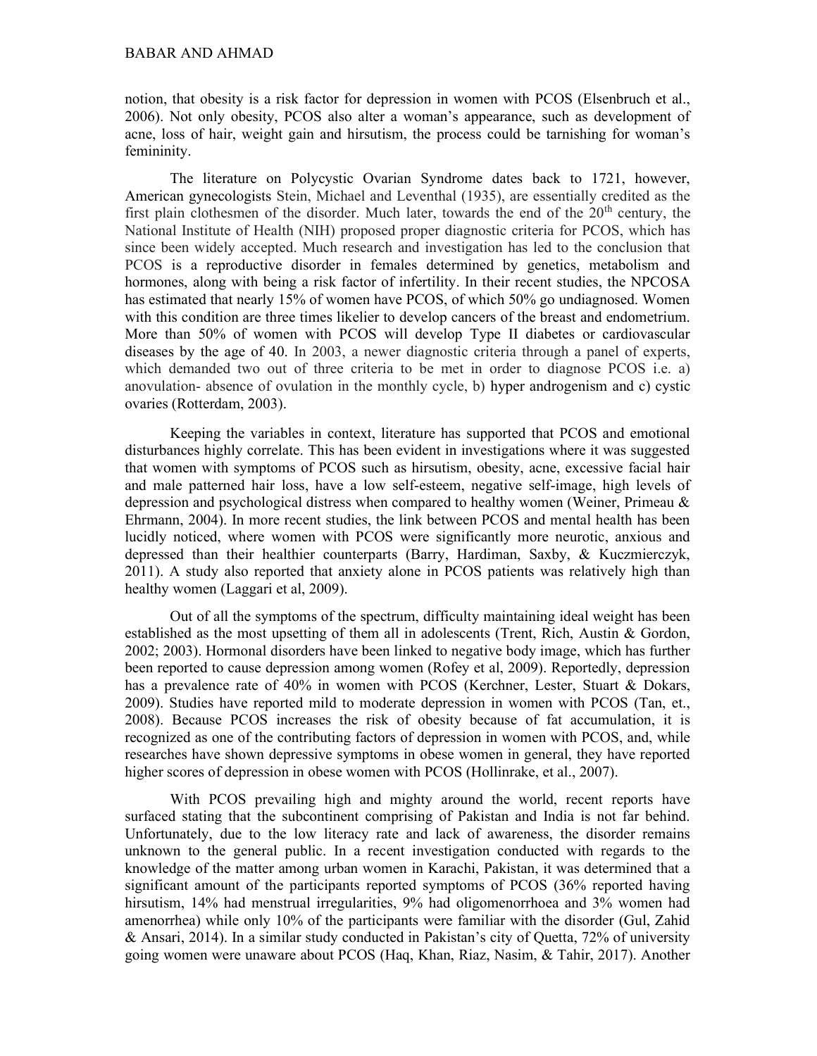notion, that obesity is a risk factor for depression in women with PCOS (Elsenbruch et al., 2006). Not only obesity, PCOS also alter a woman's appearance, such as development of acne, loss of hair, weight gain and hirsutism, the process could be tarnishing for woman's femininity.

The literature on Polycystic Ovarian Syndrome dates back to 1721, however, American gynecologists Stein, Michael and Leventhal (1935), are essentially credited as the first plain clothesmen of the disorder. Much later, towards the end of the 20th century, the National Institute of Health (NIH) proposed proper diagnostic criteria for PCOS, which has since been widely accepted. Much research and investigation has led to the conclusion that PCOS is a reproductive disorder in females determined by genetics, metabolism and hormones, along with being a risk factor of infertility. In their recent studies, the NPCOSA has estimated that nearly 15% of women have PCOS, of which 50% go undiagnosed. Women with this condition are three times likelier to develop cancers of the breast and endometrium. More than 50% of women with PCOS will develop Type II diabetes or cardiovascular diseases by the age of 40. In 2003, a newer diagnostic criteria through a panel of experts, which demanded two out of three criteria to be met in order to diagnose PCOS i.e. a) anovulation- absence of ovulation in the monthly cycle, b) hyper androgenism and c) cystic ovaries (Rotterdam, 2003).

Keeping the variables in context, literature has supported that PCOS and emotional disturbances highly correlate. This has been evident in investigations where it was suggested that women with symptoms of PCOS such as hirsutism, obesity, acne, excessive facial hair and male patterned hair loss, have a low self-esteem, negative self-image, high levels of depression and psychological distress when compared to healthy women (Weiner, Primeau & Ehrmann, 2004). In more recent studies, the link between PCOS and mental health has been lucidly noticed, where women with PCOS were significantly more neurotic, anxious and depressed than their healthier counterparts (Barry, Hardiman, Saxby, & Kuczmierczyk, 2011). A study also reported that anxiety alone in PCOS patients was relatively high than healthy women (Laggari et al, 2009).

Out of all the symptoms of the spectrum, difficulty maintaining ideal weight has been established as the most upsetting of them all in adolescents (Trent, Rich, Austin & Gordon, 2002; 2003). Hormonal disorders have been linked to negative body image, which has further been reported to cause depression among women (Rofey et al, 2009). Reportedly, depression has a prevalence rate of 40% in women with PCOS (Kerchner, Lester, Stuart & Dokars, 2009). Studies have reported mild to moderate depression in women with PCOS (Tan, et., 2008). Because PCOS increases the risk of obesity because of fat accumulation, it is recognized as one of the contributing factors of depression in women with PCOS, and, while researches have shown depressive symptoms in obese women in general, they have reported higher scores of depression in obese women with PCOS (Hollinrake, et al., 2007).

With PCOS prevailing high and mighty around the world, recent reports have surfaced stating that the subcontinent comprising of Pakistan and India is not far behind. Unfortunately, due to the low literacy rate and lack of awareness, the disorder remains unknown to the general public. In a recent investigation conducted with regards to the knowledge of the matter among urban women in Karachi, Pakistan, it was determined that a significant amount of the participants reported symptoms of PCOS (36% reported having hirsutism, 14% had menstrual irregularities, 9% had oligomenorrhoea and 3% women had amenorrhea) while only 10% of the participants were familiar with the disorder (Gul, Zahid & Ansari, 2014). In a similar study conducted in Pakistan's city of Quetta, 72% of university going women were unaware about PCOS (Haq, Khan, Riaz, Nasim, & Tahir, 2017). Another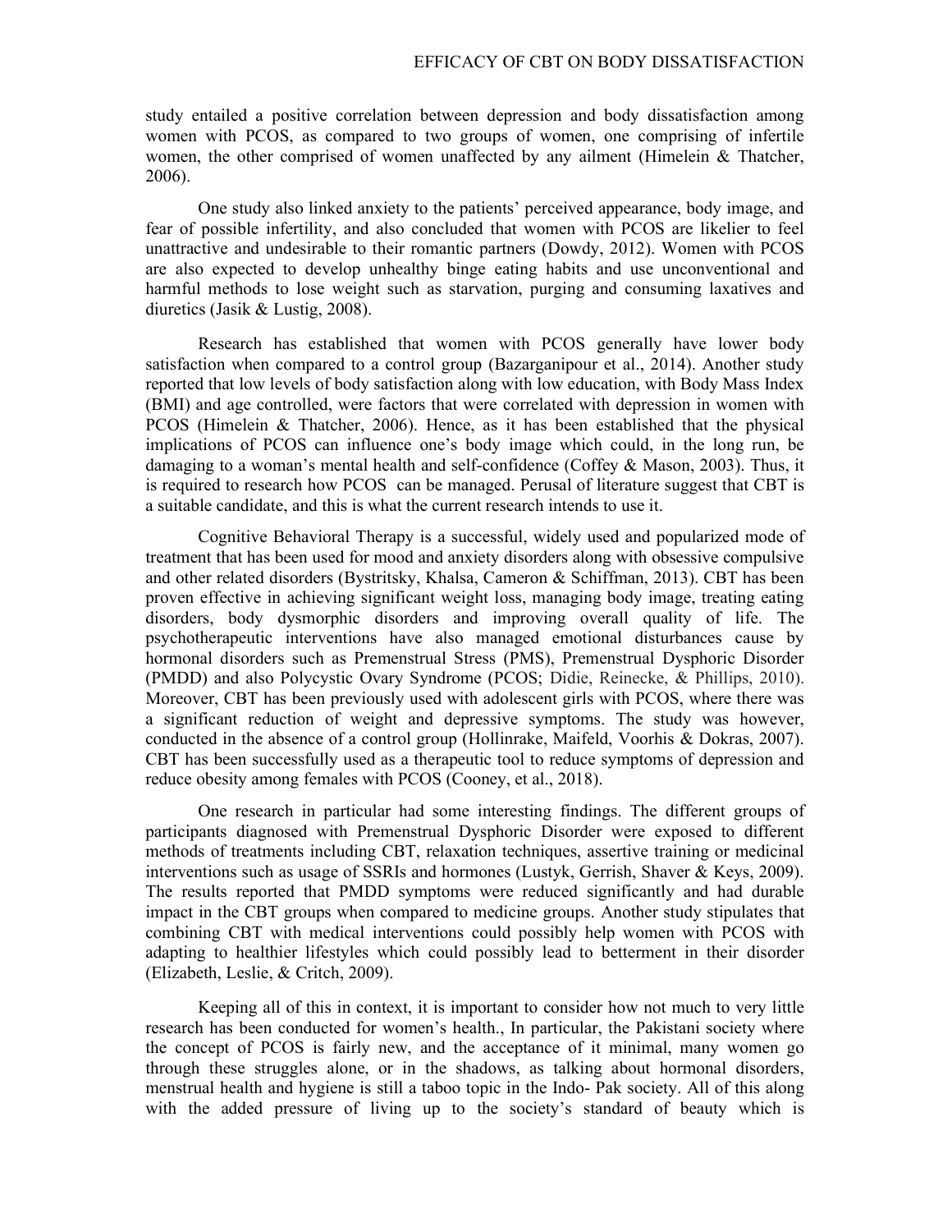study entailed a positive correlation between depression and body dissatisfaction among women with PCOS, as compared to two groups of women, one comprising of infertile women, the other comprised of women unaffected by any ailment (Himelein & Thatcher, 2006).

One study also linked anxiety to the patients' perceived appearance, body image, and fear of possible infertility, and also concluded that women with PCOS are likelier to feel unattractive and undesirable to their romantic partners (Dowdy, 2012). Women with PCOS are also expected to develop unhealthy binge eating habits and use unconventional and harmful methods to lose weight such as starvation, purging and consuming laxatives and diuretics (Jasik & Lustig, 2008).

Research has established that women with PCOS generally have lower body satisfaction when compared to a control group (Bazarganipour et al., 2014). Another study reported that low levels of body satisfaction along with low education, with Body Mass Index (BMI) and age controlled, were factors that were correlated with depression in women with PCOS (Himelein & Thatcher, 2006). Hence, as it has been established that the physical implications of PCOS can influence one's body image which could, in the long run, be damaging to a woman's mental health and self-confidence (Coffey & Mason, 2003). Thus, it is required to research how PCOS can be managed. Perusal of literature suggest that CBT is a suitable candidate, and this is what the current research intends to use it.

Cognitive Behavioral Therapy is a successful, widely used and popularized mode of treatment that has been used for mood and anxiety disorders along with obsessive compulsive and other related disorders (Bystritsky, Khalsa, Cameron & Schiffman, 2013). CBT has been proven effective in achieving significant weight loss, managing body image, treating eating disorders, body dysmorphic disorders and improving overall quality of life. The psychotherapeutic interventions have also managed emotional disturbances cause by hormonal disorders such as Premenstrual Stress (PMS), Premenstrual Dysphoric Disorder (PMDD) and also Polycystic Ovary Syndrome (PCOS; Didie, Reinecke, & Phillips, 2010). Moreover, CBT has been previously used with adolescent girls with PCOS, where there was a significant reduction of weight and depressive symptoms. The study was however, conducted in the absence of a control group (Hollinrake, Maifeld, Voorhis & Dokras, 2007). CBT has been successfully used as a therapeutic tool to reduce symptoms of depression and reduce obesity among females with PCOS (Cooney, et al., 2018).

One research in particular had some interesting findings. The different groups of participants diagnosed with Premenstrual Dysphoric Disorder were exposed to different methods of treatments including CBT, relaxation techniques, assertive training or medicinal interventions such as usage of SSRIs and hormones (Lustyk, Gerrish, Shaver & Keys, 2009). The results reported that PMDD symptoms were reduced significantly and had durable impact in the CBT groups when compared to medicine groups. Another study stipulates that combining CBT with medical interventions could possibly help women with PCOS with adapting to healthier lifestyles which could possibly lead to betterment in their disorder (Elizabeth, Leslie, & Critch, 2009).

Keeping all of this in context, it is important to consider how not much to very little research has been conducted for women's health., In particular, the Pakistani society where the concept of PCOS is fairly new, and the acceptance of it minimal, many women go through these struggles alone, or in the shadows, as talking about hormonal disorders, menstrual health and hygiene is still a taboo topic in the Indo- Pak society. All of this along with the added pressure of living up to the society's standard of beauty which is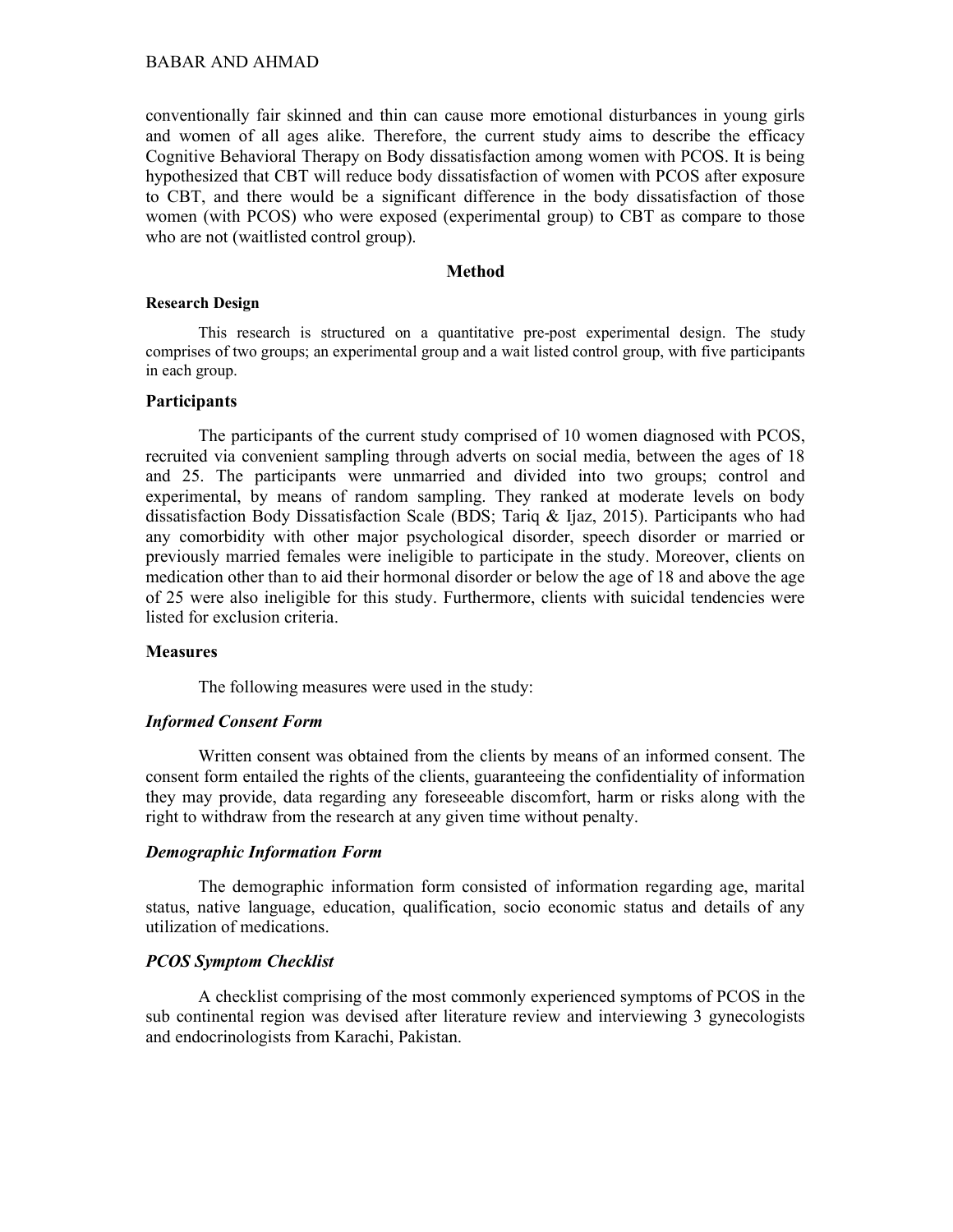conventionally fair skinned and thin can cause more emotional disturbances in young girls and women of all ages alike. Therefore, the current study aims to describe the efficacy Cognitive Behavioral Therapy on Body dissatisfaction among women with PCOS. It is being hypothesized that CBT will reduce body dissatisfaction of women with PCOS after exposure to CBT, and there would be a significant difference in the body dissatisfaction of those women (with PCOS) who were exposed (experimental group) to CBT as compare to those who are not (waitlisted control group).

## Method

### Research Design

This research is structured on a quantitative pre-post experimental design. The study comprises of two groups; an experimental group and a wait listed control group, with five participants in each group.

### Participants

The participants of the current study comprised of 10 women diagnosed with PCOS, recruited via convenient sampling through adverts on social media, between the ages of 18 and 25. The participants were unmarried and divided into two groups; control and experimental, by means of random sampling. They ranked at moderate levels on body dissatisfaction Body Dissatisfaction Scale (BDS; Tariq & Ijaz, 2015). Participants who had any comorbidity with other major psychological disorder, speech disorder or married or previously married females were ineligible to participate in the study. Moreover, clients on medication other than to aid their hormonal disorder or below the age of 18 and above the age of 25 were also ineligible for this study. Furthermore, clients with suicidal tendencies were listed for exclusion criteria.

### Measures

The following measures were used in the study:

#### *Informed Consent Form*

Written consent was obtained from the clients by means of an informed consent. The consent form entailed the rights of the clients, guaranteeing the confidentiality of information they may provide, data regarding any foreseeable discomfort, harm or risks along with the right to withdraw from the research at any given time without penalty.

#### *Demographic Information Form*

The demographic information form consisted of information regarding age, marital status, native language, education, qualification, socio economic status and details of any utilization of medications.

#### *PCOS Symptom Checklist*

A checklist comprising of the most commonly experienced symptoms of PCOS in the sub continental region was devised after literature review and interviewing 3 gynecologists and endocrinologists from Karachi, Pakistan.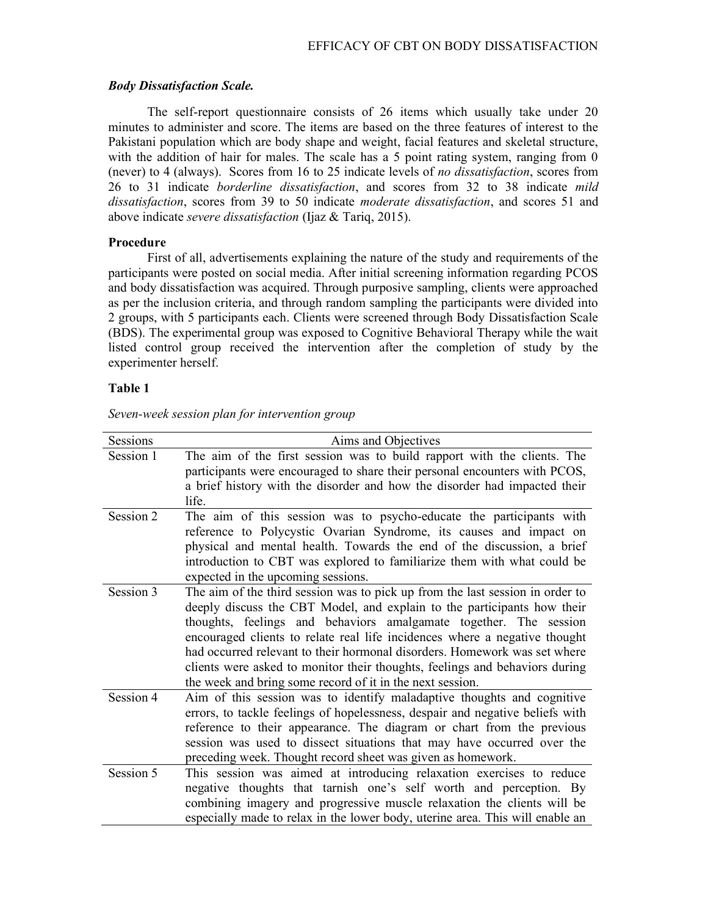***Body Dissatisfaction Scale.***

The self-report questionnaire consists of 26 items which usually take under 20 minutes to administer and score. The items are based on the three features of interest to the Pakistani population which are body shape and weight, facial features and skeletal structure, with the addition of hair for males. The scale has a 5 point rating system, ranging from 0 (never) to 4 (always). Scores from 16 to 25 indicate levels of *no dissatisfaction*, scores from 26 to 31 indicate *borderline dissatisfaction*, and scores from 32 to 38 indicate *mild dissatisfaction*, scores from 39 to 50 indicate *moderate dissatisfaction*, and scores 51 and above indicate *severe dissatisfaction* (Ijaz & Tariq, 2015).

**Procedure**

First of all, advertisements explaining the nature of the study and requirements of the participants were posted on social media. After initial screening information regarding PCOS and body dissatisfaction was acquired. Through purposive sampling, clients were approached as per the inclusion criteria, and through random sampling the participants were divided into 2 groups, with 5 participants each. Clients were screened through Body Dissatisfaction Scale (BDS). The experimental group was exposed to Cognitive Behavioral Therapy while the wait listed control group received the intervention after the completion of study by the experimenter herself.

**Table 1**

*Seven-week session plan for intervention group*

| Sessions | Aims and Objectives |
|---|---|
| Session 1 | The aim of the first session was to build rapport with the clients. The participants were encouraged to share their personal encounters with PCOS, a brief history with the disorder and how the disorder had impacted their life. |
| Session 2 | The aim of this session was to psycho-educate the participants with reference to Polycystic Ovarian Syndrome, its causes and impact on physical and mental health. Towards the end of the discussion, a brief introduction to CBT was explored to familiarize them with what could be expected in the upcoming sessions. |
| Session 3 | The aim of the third session was to pick up from the last session in order to deeply discuss the CBT Model, and explain to the participants how their thoughts, feelings and behaviors amalgamate together. The session encouraged clients to relate real life incidences where a negative thought had occurred relevant to their hormonal disorders. Homework was set where clients were asked to monitor their thoughts, feelings and behaviors during the week and bring some record of it in the next session. |
| Session 4 | Aim of this session was to identify maladaptive thoughts and cognitive errors, to tackle feelings of hopelessness, despair and negative beliefs with reference to their appearance. The diagram or chart from the previous session was used to dissect situations that may have occurred over the preceding week. Thought record sheet was given as homework. |
| Session 5 | This session was aimed at introducing relaxation exercises to reduce negative thoughts that tarnish one's self worth and perception. By combining imagery and progressive muscle relaxation the clients will be especially made to relax in the lower body, uterine area. This will enable an |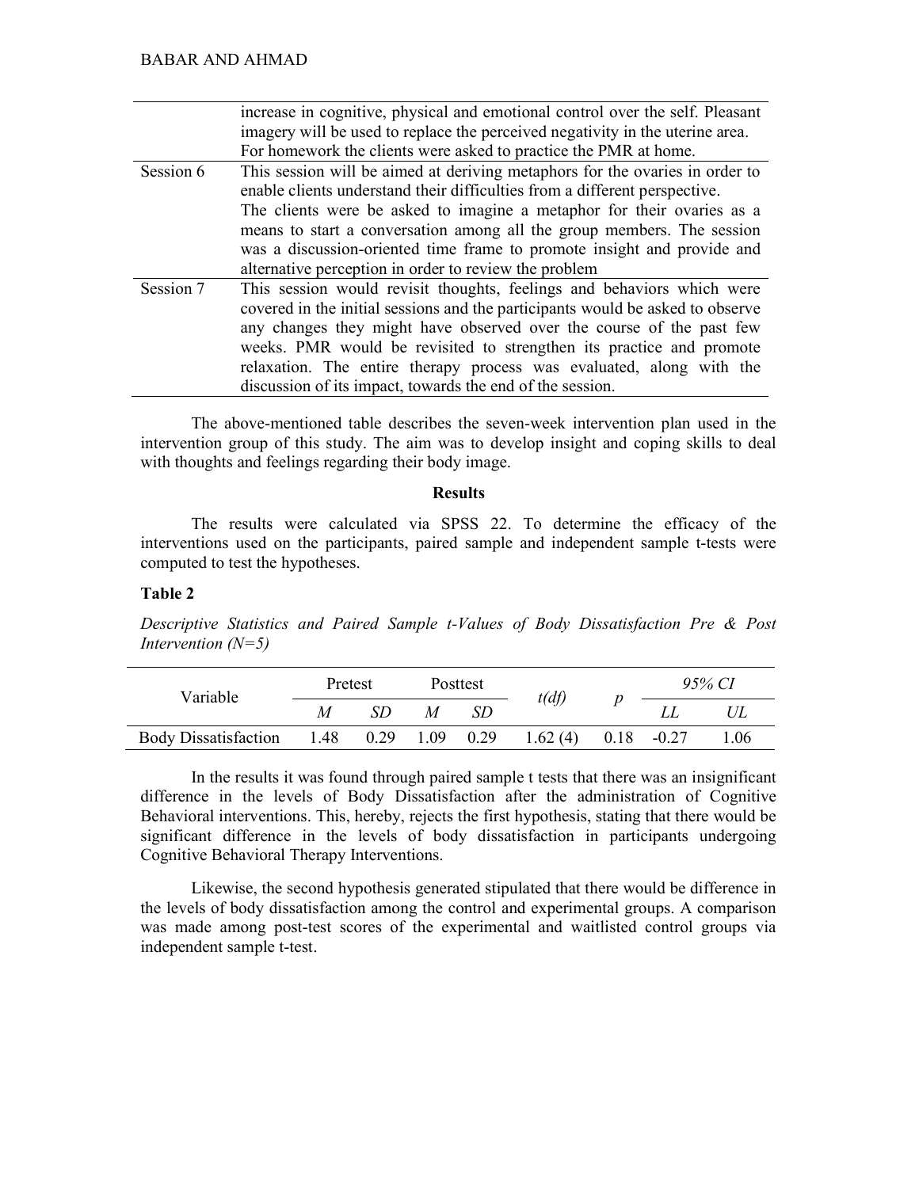| | |
|---|---|
| | increase in cognitive, physical and emotional control over the self. Pleasant imagery will be used to replace the perceived negativity in the uterine area. For homework the clients were asked to practice the PMR at home. |
| Session 6 | This session will be aimed at deriving metaphors for the ovaries in order to enable clients understand their difficulties from a different perspective. The clients were be asked to imagine a metaphor for their ovaries as a means to start a conversation among all the group members. The session was a discussion-oriented time frame to promote insight and provide and alternative perception in order to review the problem |
| Session 7 | This session would revisit thoughts, feelings and behaviors which were covered in the initial sessions and the participants would be asked to observe any changes they might have observed over the course of the past few weeks. PMR would be revisited to strengthen its practice and promote relaxation. The entire therapy process was evaluated, along with the discussion of its impact, towards the end of the session. |

The above-mentioned table describes the seven-week intervention plan used in the intervention group of this study. The aim was to develop insight and coping skills to deal with thoughts and feelings regarding their body image.

## Results

The results were calculated via SPSS 22. To determine the efficacy of the interventions used on the participants, paired sample and independent sample t-tests were computed to test the hypotheses.

**Table 2**

*Descriptive Statistics and Paired Sample t-Values of Body Dissatisfaction Pre & Post Intervention (N=5)*

| Variable | Pretest | | Posttest | | *t(df)* | *p* | *95% CI* | |
|---|---|---|---|---|---|---|---|---|
| | *M* | *SD* | *M* | *SD* | | | *LL* | *UL* |
| Body Dissatisfaction | 1.48 | 0.29 | 1.09 | 0.29 | 1.62 (4) | 0.18 | -0.27 | 1.06 |

In the results it was found through paired sample t tests that there was an insignificant difference in the levels of Body Dissatisfaction after the administration of Cognitive Behavioral interventions. This, hereby, rejects the first hypothesis, stating that there would be significant difference in the levels of body dissatisfaction in participants undergoing Cognitive Behavioral Therapy Interventions.

Likewise, the second hypothesis generated stipulated that there would be difference in the levels of body dissatisfaction among the control and experimental groups. A comparison was made among post-test scores of the experimental and waitlisted control groups via independent sample t-test.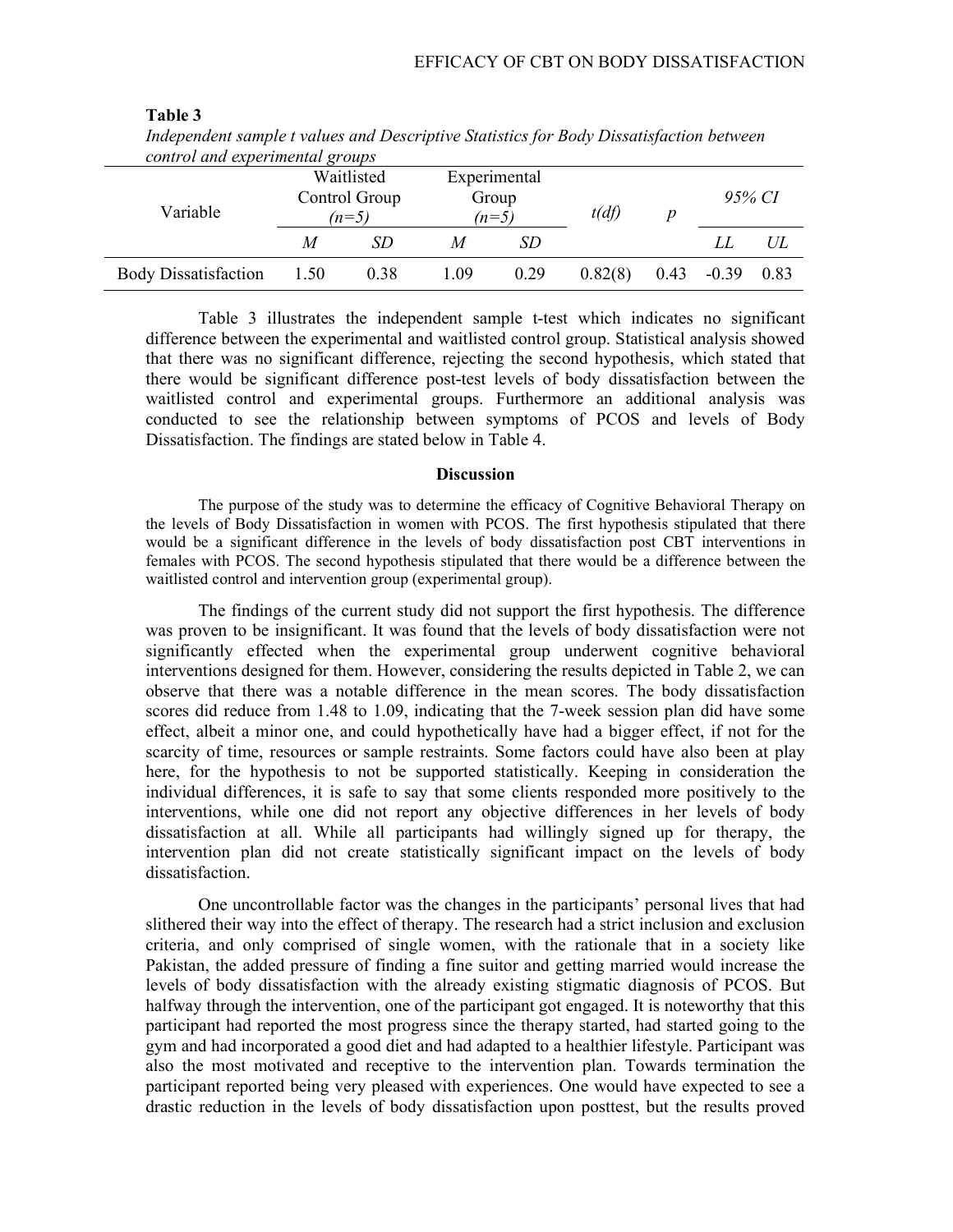**Table 3**

*Independent sample t values and Descriptive Statistics for Body Dissatisfaction between control and experimental groups*

| Variable | Waitlisted Control Group (n=5) | | Experimental Group (n=5) | | t(df) | p | 95% CI | |
|---|---|---|---|---|---|---|---|---|
| | *M* | *SD* | *M* | *SD* | | | *LL* | *UL* |
| Body Dissatisfaction | 1.50 | 0.38 | 1.09 | 0.29 | 0.82(8) | 0.43 | -0.39 | 0.83 |

Table 3 illustrates the independent sample t-test which indicates no significant difference between the experimental and waitlisted control group. Statistical analysis showed that there was no significant difference, rejecting the second hypothesis, which stated that there would be significant difference post-test levels of body dissatisfaction between the waitlisted control and experimental groups. Furthermore an additional analysis was conducted to see the relationship between symptoms of PCOS and levels of Body Dissatisfaction. The findings are stated below in Table 4.

## Discussion

The purpose of the study was to determine the efficacy of Cognitive Behavioral Therapy on the levels of Body Dissatisfaction in women with PCOS. The first hypothesis stipulated that there would be a significant difference in the levels of body dissatisfaction post CBT interventions in females with PCOS. The second hypothesis stipulated that there would be a difference between the waitlisted control and intervention group (experimental group).

The findings of the current study did not support the first hypothesis. The difference was proven to be insignificant. It was found that the levels of body dissatisfaction were not significantly effected when the experimental group underwent cognitive behavioral interventions designed for them. However, considering the results depicted in Table 2, we can observe that there was a notable difference in the mean scores. The body dissatisfaction scores did reduce from 1.48 to 1.09, indicating that the 7-week session plan did have some effect, albeit a minor one, and could hypothetically have had a bigger effect, if not for the scarcity of time, resources or sample restraints. Some factors could have also been at play here, for the hypothesis to not be supported statistically. Keeping in consideration the individual differences, it is safe to say that some clients responded more positively to the interventions, while one did not report any objective differences in her levels of body dissatisfaction at all. While all participants had willingly signed up for therapy, the intervention plan did not create statistically significant impact on the levels of body dissatisfaction.

One uncontrollable factor was the changes in the participants' personal lives that had slithered their way into the effect of therapy. The research had a strict inclusion and exclusion criteria, and only comprised of single women, with the rationale that in a society like Pakistan, the added pressure of finding a fine suitor and getting married would increase the levels of body dissatisfaction with the already existing stigmatic diagnosis of PCOS. But halfway through the intervention, one of the participant got engaged. It is noteworthy that this participant had reported the most progress since the therapy started, had started going to the gym and had incorporated a good diet and had adapted to a healthier lifestyle. Participant was also the most motivated and receptive to the intervention plan. Towards termination the participant reported being very pleased with experiences. One would have expected to see a drastic reduction in the levels of body dissatisfaction upon posttest, but the results proved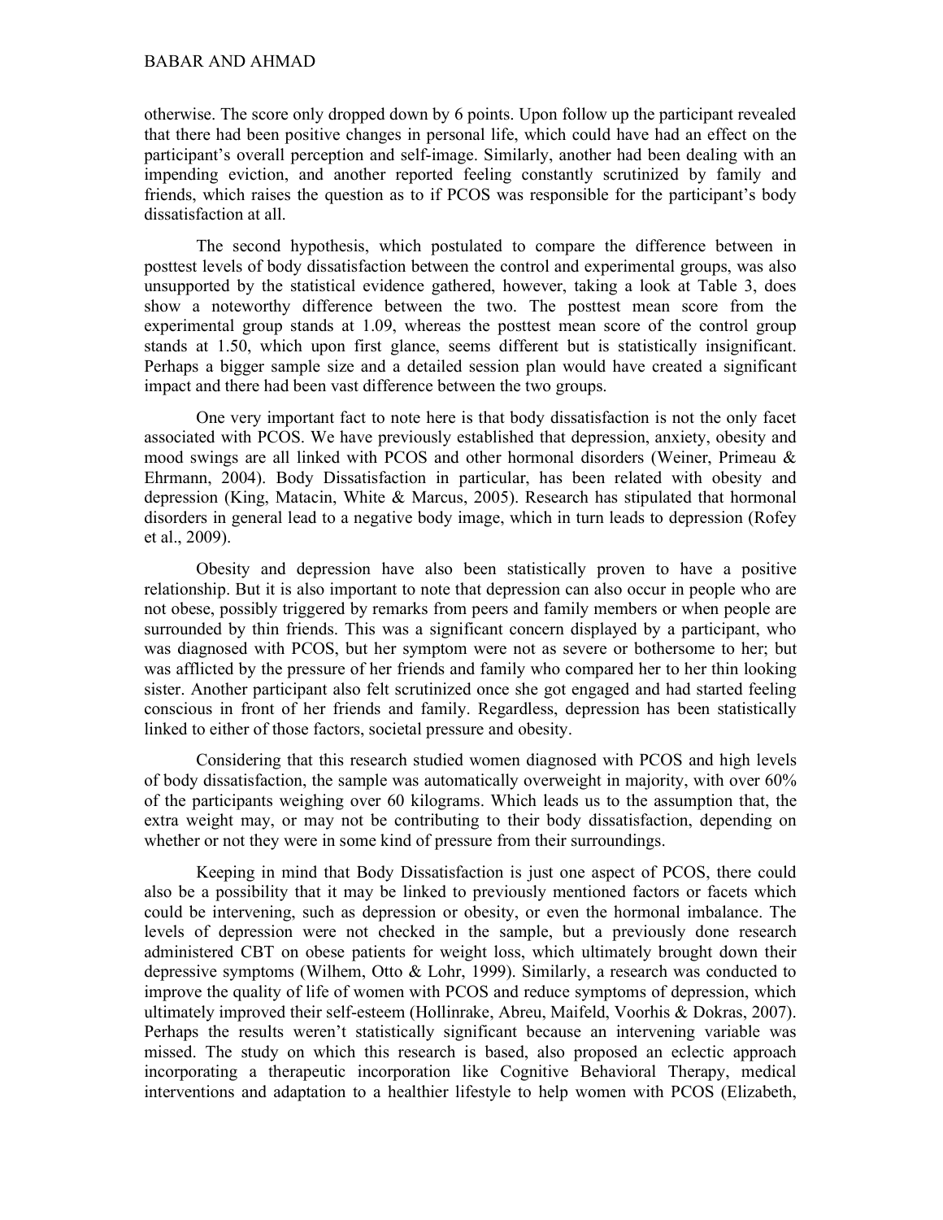otherwise. The score only dropped down by 6 points. Upon follow up the participant revealed that there had been positive changes in personal life, which could have had an effect on the participant's overall perception and self-image. Similarly, another had been dealing with an impending eviction, and another reported feeling constantly scrutinized by family and friends, which raises the question as to if PCOS was responsible for the participant's body dissatisfaction at all.

The second hypothesis, which postulated to compare the difference between in posttest levels of body dissatisfaction between the control and experimental groups, was also unsupported by the statistical evidence gathered, however, taking a look at Table 3, does show a noteworthy difference between the two. The posttest mean score from the experimental group stands at 1.09, whereas the posttest mean score of the control group stands at 1.50, which upon first glance, seems different but is statistically insignificant. Perhaps a bigger sample size and a detailed session plan would have created a significant impact and there had been vast difference between the two groups.

One very important fact to note here is that body dissatisfaction is not the only facet associated with PCOS. We have previously established that depression, anxiety, obesity and mood swings are all linked with PCOS and other hormonal disorders (Weiner, Primeau & Ehrmann, 2004). Body Dissatisfaction in particular, has been related with obesity and depression (King, Matacin, White & Marcus, 2005). Research has stipulated that hormonal disorders in general lead to a negative body image, which in turn leads to depression (Rofey et al., 2009).

Obesity and depression have also been statistically proven to have a positive relationship. But it is also important to note that depression can also occur in people who are not obese, possibly triggered by remarks from peers and family members or when people are surrounded by thin friends. This was a significant concern displayed by a participant, who was diagnosed with PCOS, but her symptom were not as severe or bothersome to her; but was afflicted by the pressure of her friends and family who compared her to her thin looking sister. Another participant also felt scrutinized once she got engaged and had started feeling conscious in front of her friends and family. Regardless, depression has been statistically linked to either of those factors, societal pressure and obesity.

Considering that this research studied women diagnosed with PCOS and high levels of body dissatisfaction, the sample was automatically overweight in majority, with over 60% of the participants weighing over 60 kilograms. Which leads us to the assumption that, the extra weight may, or may not be contributing to their body dissatisfaction, depending on whether or not they were in some kind of pressure from their surroundings.

Keeping in mind that Body Dissatisfaction is just one aspect of PCOS, there could also be a possibility that it may be linked to previously mentioned factors or facets which could be intervening, such as depression or obesity, or even the hormonal imbalance. The levels of depression were not checked in the sample, but a previously done research administered CBT on obese patients for weight loss, which ultimately brought down their depressive symptoms (Wilhem, Otto & Lohr, 1999). Similarly, a research was conducted to improve the quality of life of women with PCOS and reduce symptoms of depression, which ultimately improved their self-esteem (Hollinrake, Abreu, Maifeld, Voorhis & Dokras, 2007). Perhaps the results weren't statistically significant because an intervening variable was missed. The study on which this research is based, also proposed an eclectic approach incorporating a therapeutic incorporation like Cognitive Behavioral Therapy, medical interventions and adaptation to a healthier lifestyle to help women with PCOS (Elizabeth,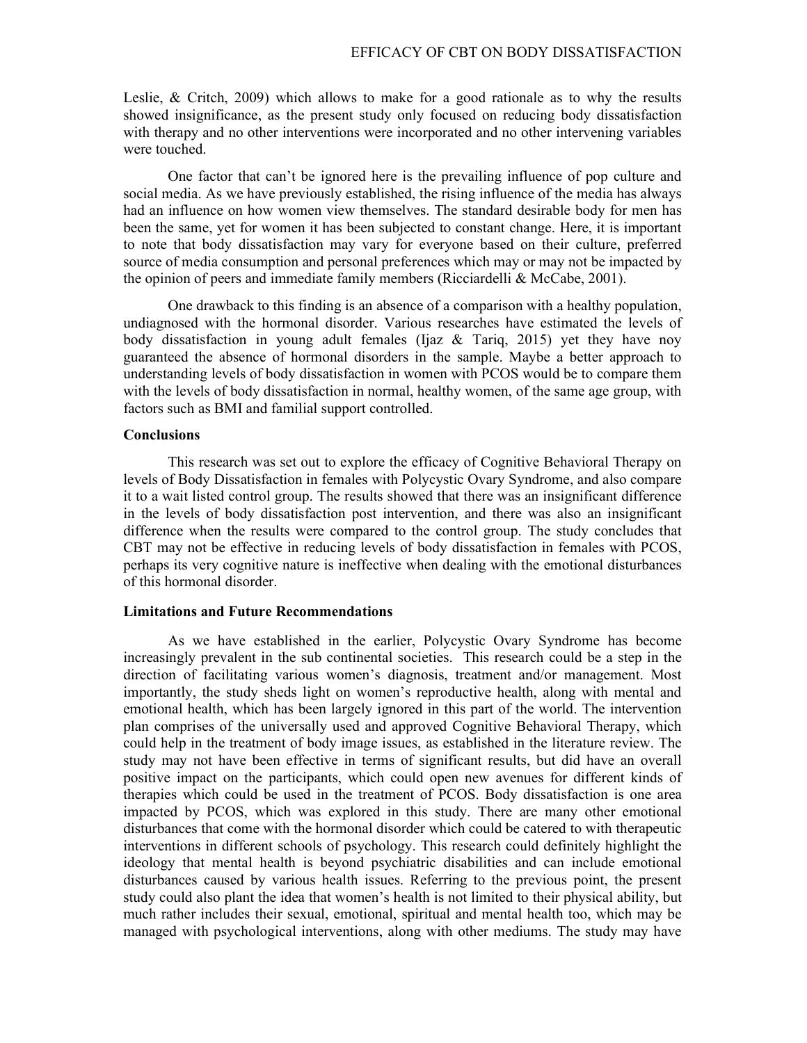Leslie, & Critch, 2009) which allows to make for a good rationale as to why the results showed insignificance, as the present study only focused on reducing body dissatisfaction with therapy and no other interventions were incorporated and no other intervening variables were touched.

One factor that can't be ignored here is the prevailing influence of pop culture and social media. As we have previously established, the rising influence of the media has always had an influence on how women view themselves. The standard desirable body for men has been the same, yet for women it has been subjected to constant change. Here, it is important to note that body dissatisfaction may vary for everyone based on their culture, preferred source of media consumption and personal preferences which may or may not be impacted by the opinion of peers and immediate family members (Ricciardelli & McCabe, 2001).

One drawback to this finding is an absence of a comparison with a healthy population, undiagnosed with the hormonal disorder. Various researches have estimated the levels of body dissatisfaction in young adult females (Ijaz & Tariq, 2015) yet they have noy guaranteed the absence of hormonal disorders in the sample. Maybe a better approach to understanding levels of body dissatisfaction in women with PCOS would be to compare them with the levels of body dissatisfaction in normal, healthy women, of the same age group, with factors such as BMI and familial support controlled.

**Conclusions**

This research was set out to explore the efficacy of Cognitive Behavioral Therapy on levels of Body Dissatisfaction in females with Polycystic Ovary Syndrome, and also compare it to a wait listed control group. The results showed that there was an insignificant difference in the levels of body dissatisfaction post intervention, and there was also an insignificant difference when the results were compared to the control group. The study concludes that CBT may not be effective in reducing levels of body dissatisfaction in females with PCOS, perhaps its very cognitive nature is ineffective when dealing with the emotional disturbances of this hormonal disorder.

**Limitations and Future Recommendations**

As we have established in the earlier, Polycystic Ovary Syndrome has become increasingly prevalent in the sub continental societies. This research could be a step in the direction of facilitating various women's diagnosis, treatment and/or management. Most importantly, the study sheds light on women's reproductive health, along with mental and emotional health, which has been largely ignored in this part of the world. The intervention plan comprises of the universally used and approved Cognitive Behavioral Therapy, which could help in the treatment of body image issues, as established in the literature review. The study may not have been effective in terms of significant results, but did have an overall positive impact on the participants, which could open new avenues for different kinds of therapies which could be used in the treatment of PCOS. Body dissatisfaction is one area impacted by PCOS, which was explored in this study. There are many other emotional disturbances that come with the hormonal disorder which could be catered to with therapeutic interventions in different schools of psychology. This research could definitely highlight the ideology that mental health is beyond psychiatric disabilities and can include emotional disturbances caused by various health issues. Referring to the previous point, the present study could also plant the idea that women's health is not limited to their physical ability, but much rather includes their sexual, emotional, spiritual and mental health too, which may be managed with psychological interventions, along with other mediums. The study may have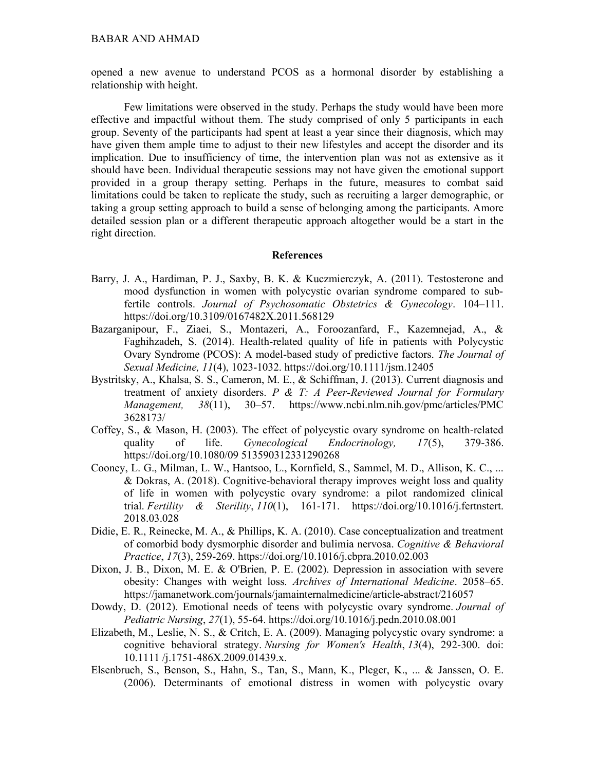opened a new avenue to understand PCOS as a hormonal disorder by establishing a relationship with height.

Few limitations were observed in the study. Perhaps the study would have been more effective and impactful without them. The study comprised of only 5 participants in each group. Seventy of the participants had spent at least a year since their diagnosis, which may have given them ample time to adjust to their new lifestyles and accept the disorder and its implication. Due to insufficiency of time, the intervention plan was not as extensive as it should have been. Individual therapeutic sessions may not have given the emotional support provided in a group therapy setting. Perhaps in the future, measures to combat said limitations could be taken to replicate the study, such as recruiting a larger demographic, or taking a group setting approach to build a sense of belonging among the participants. Amore detailed session plan or a different therapeutic approach altogether would be a start in the right direction.

## References

Barry, J. A., Hardiman, P. J., Saxby, B. K. & Kuczmierczyk, A. (2011). Testosterone and mood dysfunction in women with polycystic ovarian syndrome compared to sub-fertile controls. *Journal of Psychosomatic Obstetrics & Gynecology*. 104–111. https://doi.org/10.3109/0167482X.2011.568129

Bazarganipour, F., Ziaei, S., Montazeri, A., Foroozanfard, F., Kazemnejad, A., & Faghihzadeh, S. (2014). Health-related quality of life in patients with Polycystic Ovary Syndrome (PCOS): A model-based study of predictive factors. *The Journal of Sexual Medicine, 11*(4), 1023-1032. https://doi.org/10.1111/jsm.12405

Bystritsky, A., Khalsa, S. S., Cameron, M. E., & Schiffman, J. (2013). Current diagnosis and treatment of anxiety disorders. *P & T: A Peer-Reviewed Journal for Formulary Management, 38*(11), 30–57. https://www.ncbi.nlm.nih.gov/pmc/articles/PMC 3628173/

Coffey, S., & Mason, H. (2003). The effect of polycystic ovary syndrome on health-related quality of life. *Gynecological Endocrinology, 17*(5), 379-386. https://doi.org/10.1080/09 513590312331290268

Cooney, L. G., Milman, L. W., Hantsoo, L., Kornfield, S., Sammel, M. D., Allison, K. C., ... & Dokras, A. (2018). Cognitive-behavioral therapy improves weight loss and quality of life in women with polycystic ovary syndrome: a pilot randomized clinical trial. *Fertility & Sterility*, *110*(1), 161-171. https://doi.org/10.1016/j.fertnstert. 2018.03.028

Didie, E. R., Reinecke, M. A., & Phillips, K. A. (2010). Case conceptualization and treatment of comorbid body dysmorphic disorder and bulimia nervosa. *Cognitive & Behavioral Practice*, *17*(3), 259-269. https://doi.org/10.1016/j.cbpra.2010.02.003

Dixon, J. B., Dixon, M. E. & O'Brien, P. E. (2002). Depression in association with severe obesity: Changes with weight loss. *Archives of International Medicine*. 2058–65. https://jamanetwork.com/journals/jamainternalmedicine/article-abstract/216057

Dowdy, D. (2012). Emotional needs of teens with polycystic ovary syndrome. *Journal of Pediatric Nursing*, *27*(1), 55-64. https://doi.org/10.1016/j.pedn.2010.08.001

Elizabeth, M., Leslie, N. S., & Critch, E. A. (2009). Managing polycystic ovary syndrome: a cognitive behavioral strategy. *Nursing for Women's Health*, *13*(4), 292-300. doi: 10.1111 /j.1751-486X.2009.01439.x.

Elsenbruch, S., Benson, S., Hahn, S., Tan, S., Mann, K., Pleger, K., ... & Janssen, O. E. (2006). Determinants of emotional distress in women with polycystic ovary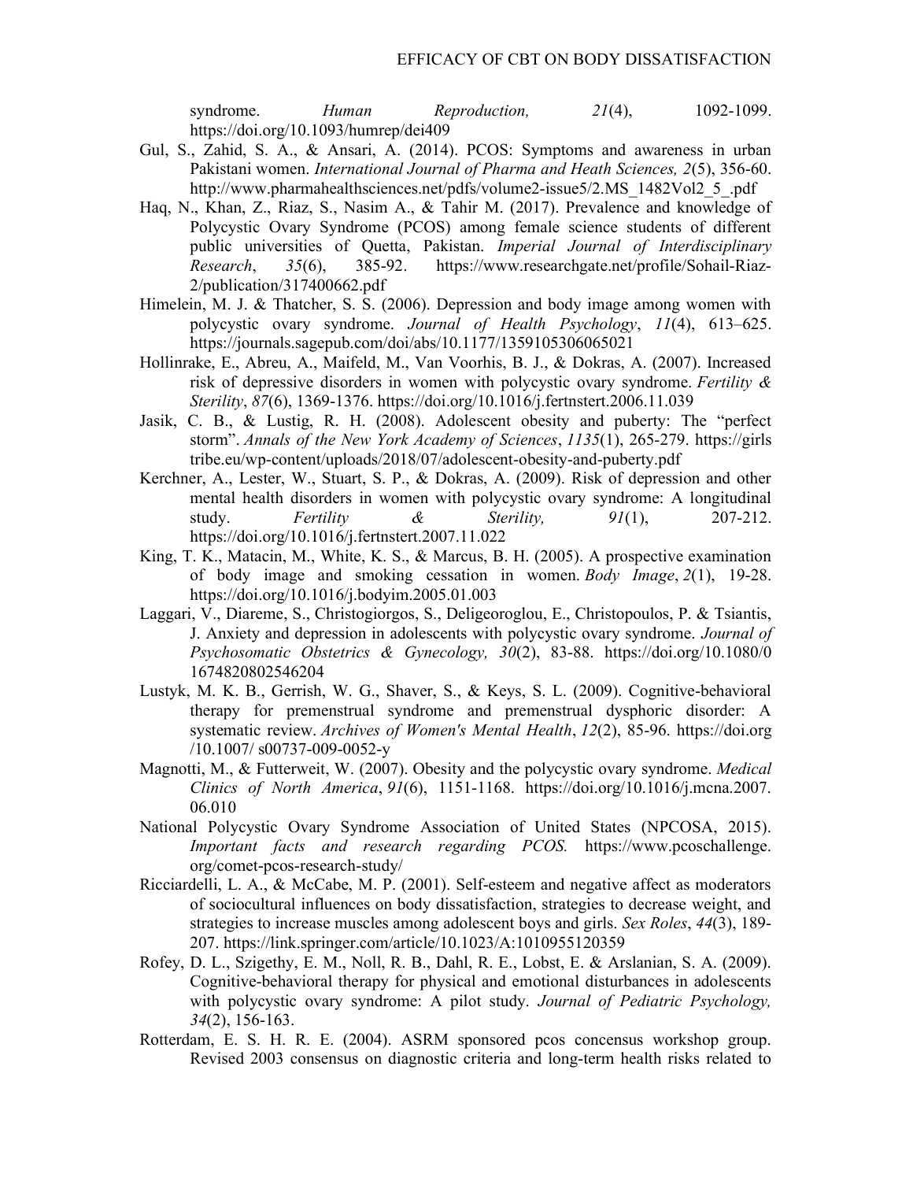syndrome. *Human Reproduction, 21*(4), 1092-1099. https://doi.org/10.1093/humrep/dei409

Gul, S., Zahid, S. A., & Ansari, A. (2014). PCOS: Symptoms and awareness in urban Pakistani women. *International Journal of Pharma and Heath Sciences, 2*(5), 356-60. http://www.pharmahealthsciences.net/pdfs/volume2-issue5/2.MS_1482Vol2_5_.pdf

Haq, N., Khan, Z., Riaz, S., Nasim A., & Tahir M. (2017). Prevalence and knowledge of Polycystic Ovary Syndrome (PCOS) among female science students of different public universities of Quetta, Pakistan. *Imperial Journal of Interdisciplinary Research*, *35*(6), 385-92. https://www.researchgate.net/profile/Sohail-Riaz-2/publication/317400662.pdf

Himelein, M. J. & Thatcher, S. S. (2006). Depression and body image among women with polycystic ovary syndrome. *Journal of Health Psychology*, *11*(4), 613–625. https://journals.sagepub.com/doi/abs/10.1177/1359105306065021

Hollinrake, E., Abreu, A., Maifeld, M., Van Voorhis, B. J., & Dokras, A. (2007). Increased risk of depressive disorders in women with polycystic ovary syndrome. *Fertility & Sterility*, *87*(6), 1369-1376. https://doi.org/10.1016/j.fertnstert.2006.11.039

Jasik, C. B., & Lustig, R. H. (2008). Adolescent obesity and puberty: The "perfect storm". *Annals of the New York Academy of Sciences*, *1135*(1), 265-279. https://girls tribe.eu/wp-content/uploads/2018/07/adolescent-obesity-and-puberty.pdf

Kerchner, A., Lester, W., Stuart, S. P., & Dokras, A. (2009). Risk of depression and other mental health disorders in women with polycystic ovary syndrome: A longitudinal study. *Fertility & Sterility, 91*(1), 207-212. https://doi.org/10.1016/j.fertnstert.2007.11.022

King, T. K., Matacin, M., White, K. S., & Marcus, B. H. (2005). A prospective examination of body image and smoking cessation in women. *Body Image*, *2*(1), 19-28. https://doi.org/10.1016/j.bodyim.2005.01.003

Laggari, V., Diareme, S., Christogiorgos, S., Deligeoroglou, E., Christopoulos, P. & Tsiantis, J. Anxiety and depression in adolescents with polycystic ovary syndrome. *Journal of Psychosomatic Obstetrics & Gynecology, 30*(2), 83-88. https://doi.org/10.1080/0 1674820802546204

Lustyk, M. K. B., Gerrish, W. G., Shaver, S., & Keys, S. L. (2009). Cognitive-behavioral therapy for premenstrual syndrome and premenstrual dysphoric disorder: A systematic review. *Archives of Women's Mental Health*, *12*(2), 85-96. https://doi.org /10.1007/ s00737-009-0052-y

Magnotti, M., & Futterweit, W. (2007). Obesity and the polycystic ovary syndrome. *Medical Clinics of North America*, *91*(6), 1151-1168. https://doi.org/10.1016/j.mcna.2007. 06.010

National Polycystic Ovary Syndrome Association of United States (NPCOSA, 2015). *Important facts and research regarding PCOS.* https://www.pcoschallenge. org/comet-pcos-research-study/

Ricciardelli, L. A., & McCabe, M. P. (2001). Self-esteem and negative affect as moderators of sociocultural influences on body dissatisfaction, strategies to decrease weight, and strategies to increase muscles among adolescent boys and girls. *Sex Roles*, *44*(3), 189-207. https://link.springer.com/article/10.1023/A:1010955120359

Rofey, D. L., Szigethy, E. M., Noll, R. B., Dahl, R. E., Lobst, E. & Arslanian, S. A. (2009). Cognitive-behavioral therapy for physical and emotional disturbances in adolescents with polycystic ovary syndrome: A pilot study. *Journal of Pediatric Psychology, 34*(2), 156-163.

Rotterdam, E. S. H. R. E. (2004). ASRM sponsored pcos concensus workshop group. Revised 2003 consensus on diagnostic criteria and long-term health risks related to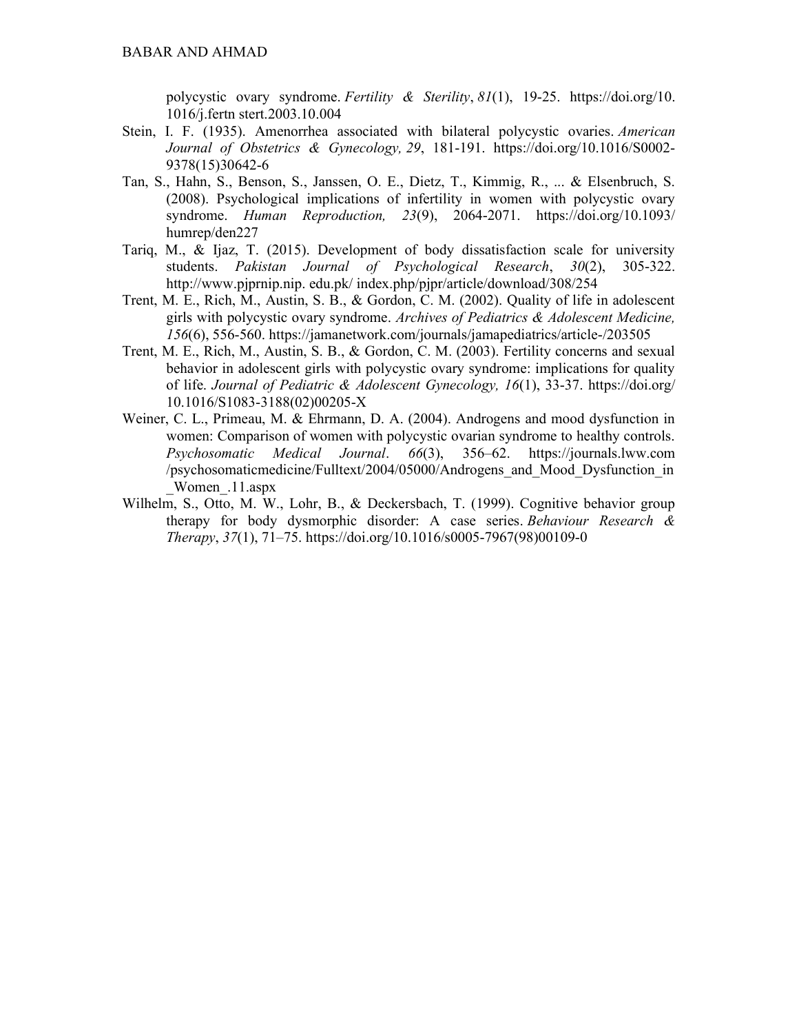polycystic ovary syndrome. *Fertility & Sterility*, *81*(1), 19-25. https://doi.org/10.1016/j.fertn stert.2003.10.004

Stein, I. F. (1935). Amenorrhea associated with bilateral polycystic ovaries. *American Journal of Obstetrics & Gynecology, 29*, 181-191. https://doi.org/10.1016/S0002-9378(15)30642-6

Tan, S., Hahn, S., Benson, S., Janssen, O. E., Dietz, T., Kimmig, R., ... & Elsenbruch, S. (2008). Psychological implications of infertility in women with polycystic ovary syndrome. *Human Reproduction, 23*(9), 2064-2071. https://doi.org/10.1093/humrep/den227

Tariq, M., & Ijaz, T. (2015). Development of body dissatisfaction scale for university students. *Pakistan Journal of Psychological Research*, *30*(2), 305-322. http://www.pjprnip.nip. edu.pk/ index.php/pjpr/article/download/308/254

Trent, M. E., Rich, M., Austin, S. B., & Gordon, C. M. (2002). Quality of life in adolescent girls with polycystic ovary syndrome. *Archives of Pediatrics & Adolescent Medicine, 156*(6), 556-560. https://jamanetwork.com/journals/jamapediatrics/article-/203505

Trent, M. E., Rich, M., Austin, S. B., & Gordon, C. M. (2003). Fertility concerns and sexual behavior in adolescent girls with polycystic ovary syndrome: implications for quality of life. *Journal of Pediatric & Adolescent Gynecology, 16*(1), 33-37. https://doi.org/10.1016/S1083-3188(02)00205-X

Weiner, C. L., Primeau, M. & Ehrmann, D. A. (2004). Androgens and mood dysfunction in women: Comparison of women with polycystic ovarian syndrome to healthy controls. *Psychosomatic Medical Journal*. *66*(3), 356–62. https://journals.lww.com/psychosomaticmedicine/Fulltext/2004/05000/Androgens_and_Mood_Dysfunction_in_Women_.11.aspx

Wilhelm, S., Otto, M. W., Lohr, B., & Deckersbach, T. (1999). Cognitive behavior group therapy for body dysmorphic disorder: A case series. *Behaviour Research & Therapy*, *37*(1), 71–75. https://doi.org/10.1016/s0005-7967(98)00109-0